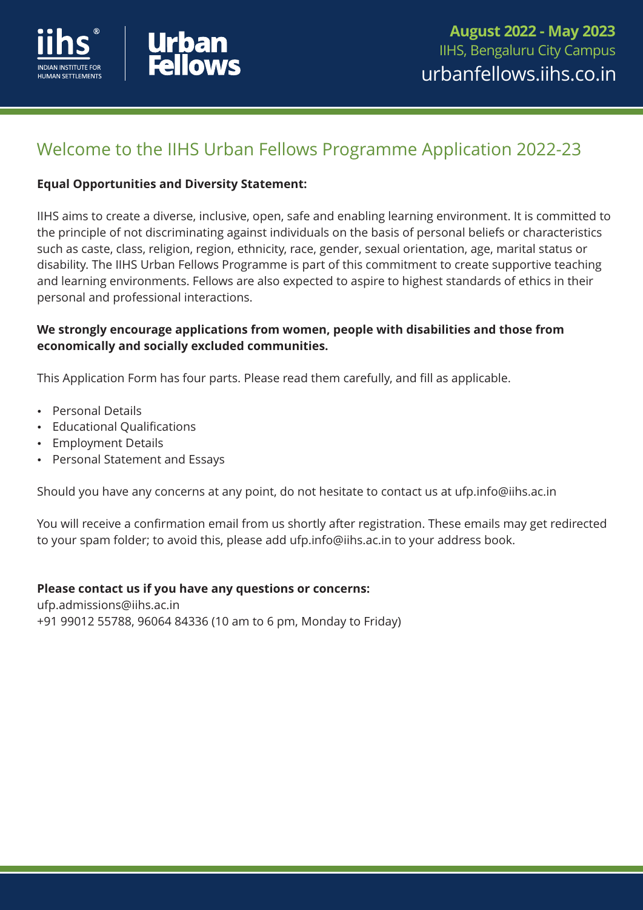iihs® INDIAN INSTITUTE FOR HUMAN SETTLEMENTS | Urban Fellows

**August 2022 - May 2023**
IIHS, Bengaluru City Campus
urbanfellows.iihs.co.in

# Welcome to the IIHS Urban Fellows Programme Application 2022-23

**Equal Opportunities and Diversity Statement:**

IIHS aims to create a diverse, inclusive, open, safe and enabling learning environment. It is committed to the principle of not discriminating against individuals on the basis of personal beliefs or characteristics such as caste, class, religion, region, ethnicity, race, gender, sexual orientation, age, marital status or disability. The IIHS Urban Fellows Programme is part of this commitment to create supportive teaching and learning environments. Fellows are also expected to aspire to highest standards of ethics in their personal and professional interactions.

**We strongly encourage applications from women, people with disabilities and those from economically and socially excluded communities.**

This Application Form has four parts. Please read them carefully, and fill as applicable.

- Personal Details
- Educational Qualifications
- Employment Details
- Personal Statement and Essays

Should you have any concerns at any point, do not hesitate to contact us at ufp.info@iihs.ac.in

You will receive a confirmation email from us shortly after registration. These emails may get redirected to your spam folder; to avoid this, please add ufp.info@iihs.ac.in to your address book.

**Please contact us if you have any questions or concerns:**
ufp.admissions@iihs.ac.in
+91 99012 55788, 96064 84336 (10 am to 6 pm, Monday to Friday)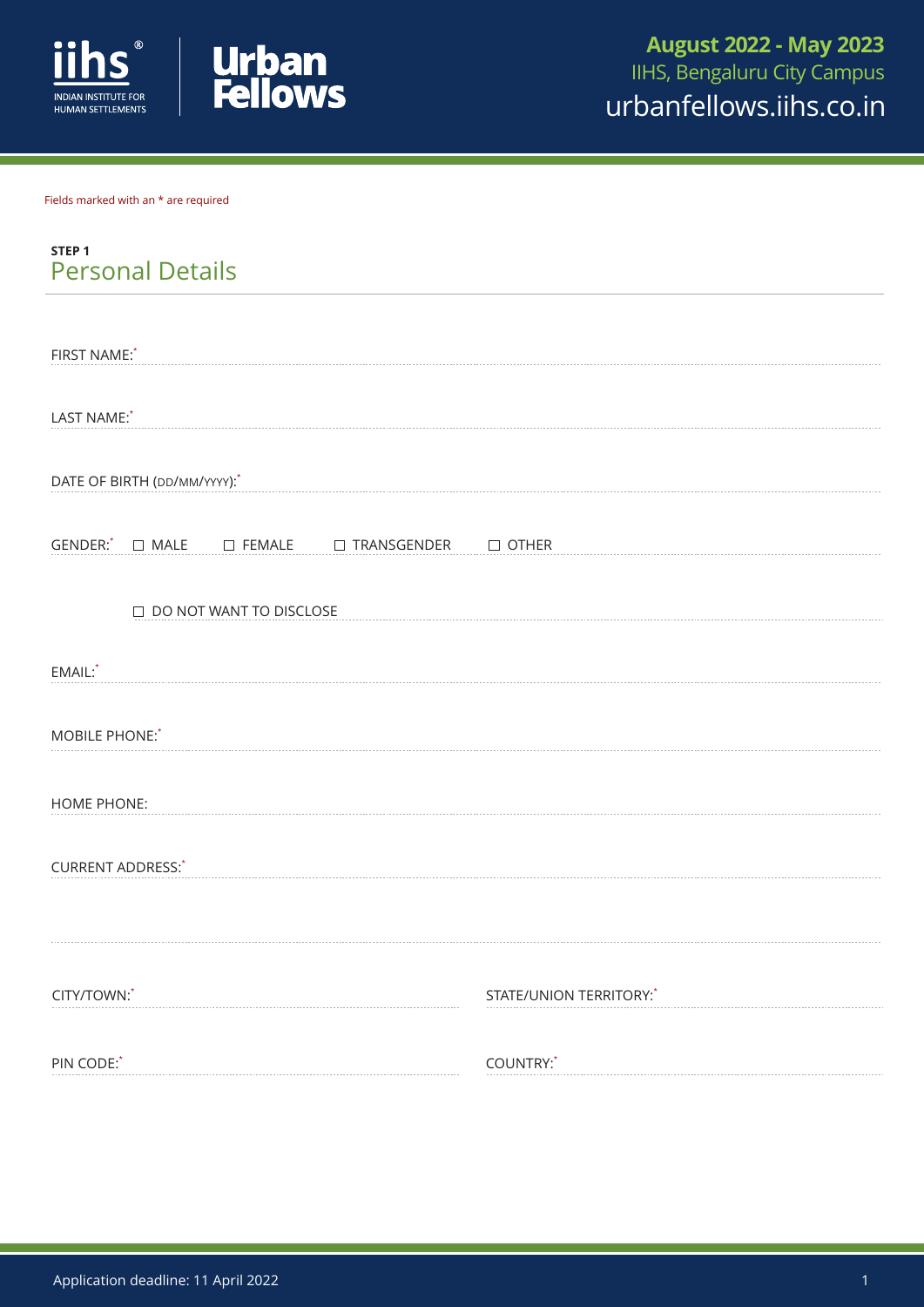Fields marked with an * are required

**STEP 1**

## Personal Details

FIRST NAME:* ..........................................................................

LAST NAME:* ..........................................................................

DATE OF BIRTH (DD/MM/YYYY):* ..........................................................................

GENDER:* ☐ MALE ☐ FEMALE ☐ TRANSGENDER ☐ OTHER

☐ DO NOT WANT TO DISCLOSE

EMAIL:* ..........................................................................

MOBILE PHONE:* ..........................................................................

HOME PHONE: ..........................................................................

CURRENT ADDRESS:* ..........................................................................

..........................................................................

CITY/TOWN:* .................................... STATE/UNION TERRITORY:* ....................................

PIN CODE:* .................................... COUNTRY:* ....................................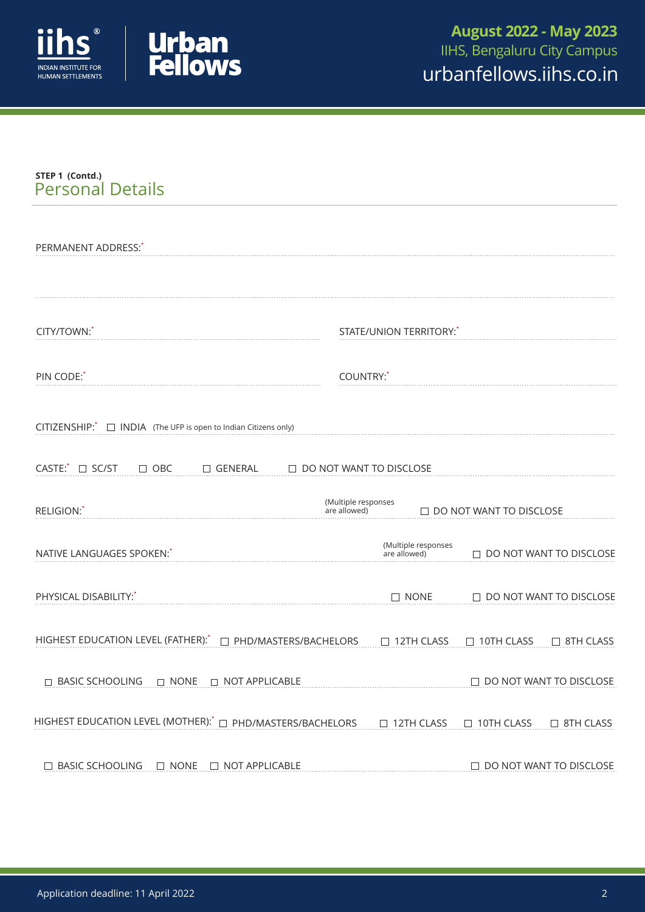**STEP 1 (Contd.)**
## Personal Details

PERMANENT ADDRESS:*

CITY/TOWN:*

STATE/UNION TERRITORY:*

PIN CODE:*

COUNTRY:*

CITIZENSHIP:* ☐ INDIA (The UFP is open to Indian Citizens only)

CASTE:* ☐ SC/ST ☐ OBC ☐ GENERAL ☐ DO NOT WANT TO DISCLOSE

RELIGION:* (Multiple responses are allowed) ☐ DO NOT WANT TO DISCLOSE

NATIVE LANGUAGES SPOKEN:* (Multiple responses are allowed) ☐ DO NOT WANT TO DISCLOSE

PHYSICAL DISABILITY:* ☐ NONE ☐ DO NOT WANT TO DISCLOSE

HIGHEST EDUCATION LEVEL (FATHER):* ☐ PHD/MASTERS/BACHELORS ☐ 12TH CLASS ☐ 10TH CLASS ☐ 8TH CLASS ☐ BASIC SCHOOLING ☐ NONE ☐ NOT APPLICABLE ☐ DO NOT WANT TO DISCLOSE

HIGHEST EDUCATION LEVEL (MOTHER):* ☐ PHD/MASTERS/BACHELORS ☐ 12TH CLASS ☐ 10TH CLASS ☐ 8TH CLASS ☐ BASIC SCHOOLING ☐ NONE ☐ NOT APPLICABLE ☐ DO NOT WANT TO DISCLOSE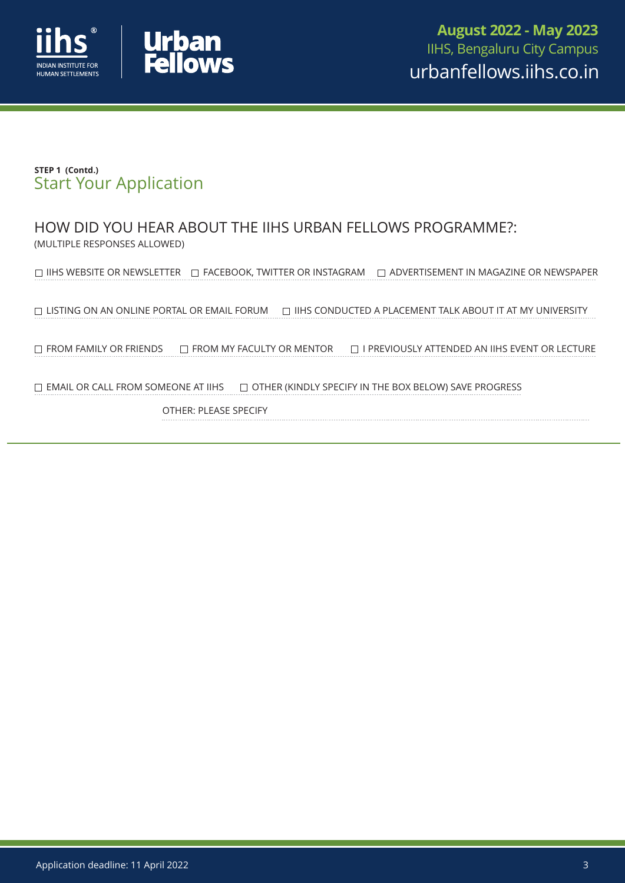**STEP 1 (Contd.)**

## Start Your Application

### HOW DID YOU HEAR ABOUT THE IIHS URBAN FELLOWS PROGRAMME?:

(MULTIPLE RESPONSES ALLOWED)

☐ IIHS WEBSITE OR NEWSLETTER ☐ FACEBOOK, TWITTER OR INSTAGRAM ☐ ADVERTISEMENT IN MAGAZINE OR NEWSPAPER

☐ LISTING ON AN ONLINE PORTAL OR EMAIL FORUM ☐ IIHS CONDUCTED A PLACEMENT TALK ABOUT IT AT MY UNIVERSITY

☐ FROM FAMILY OR FRIENDS ☐ FROM MY FACULTY OR MENTOR ☐ I PREVIOUSLY ATTENDED AN IIHS EVENT OR LECTURE

☐ EMAIL OR CALL FROM SOMEONE AT IIHS ☐ OTHER (KINDLY SPECIFY IN THE BOX BELOW) SAVE PROGRESS

OTHER: PLEASE SPECIFY

Application deadline: 11 April 2022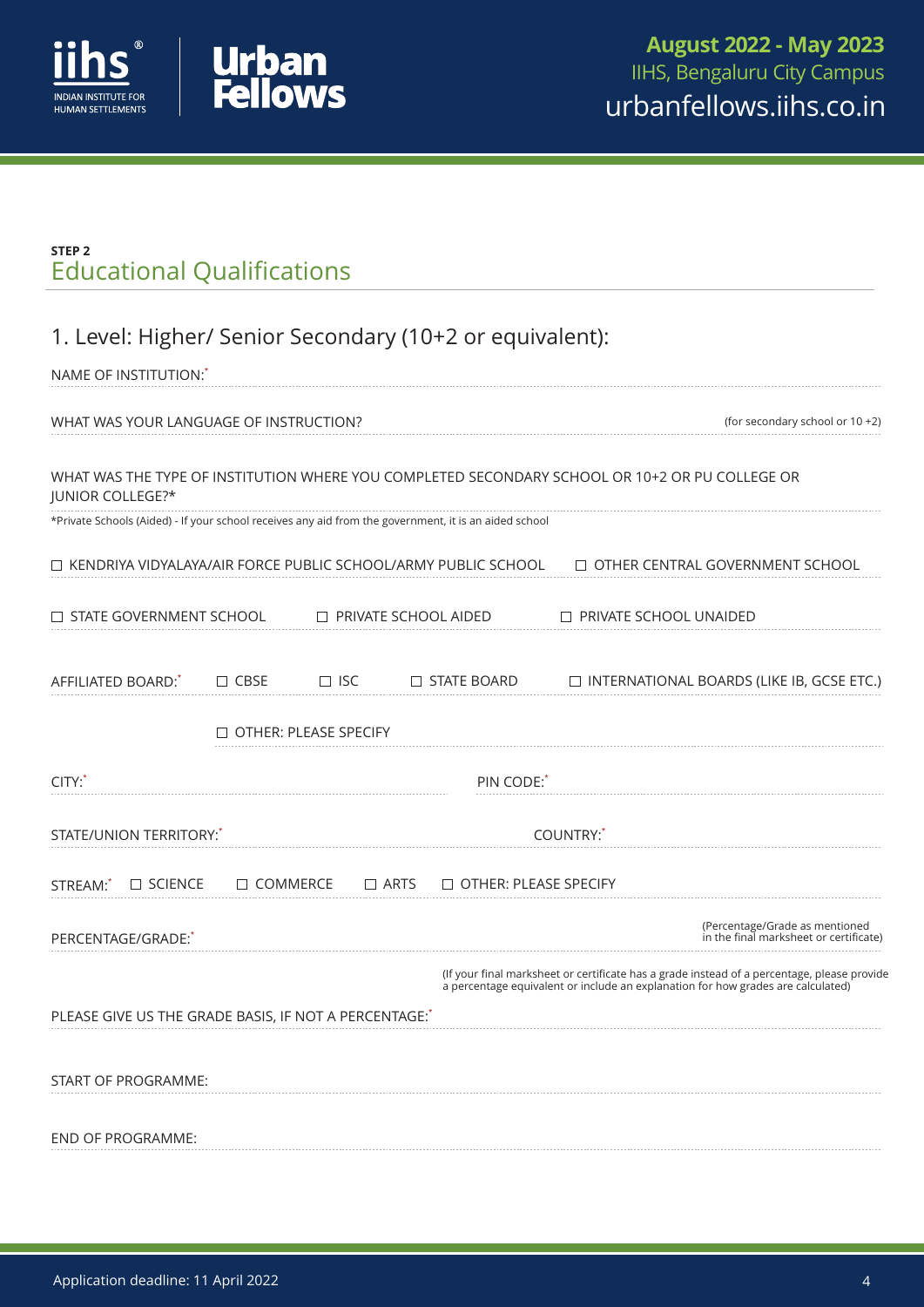**STEP 2**

## Educational Qualifications

### 1. Level: Higher/ Senior Secondary (10+2 or equivalent):

NAME OF INSTITUTION:*

WHAT WAS YOUR LANGUAGE OF INSTRUCTION? (for secondary school or 10 +2)

WHAT WAS THE TYPE OF INSTITUTION WHERE YOU COMPLETED SECONDARY SCHOOL OR 10+2 OR PU COLLEGE OR JUNIOR COLLEGE?*

*Private Schools (Aided) - If your school receives any aid from the government, it is an aided school

☐ KENDRIYA VIDYALAYA/AIR FORCE PUBLIC SCHOOL/ARMY PUBLIC SCHOOL ☐ OTHER CENTRAL GOVERNMENT SCHOOL

☐ STATE GOVERNMENT SCHOOL ☐ PRIVATE SCHOOL AIDED ☐ PRIVATE SCHOOL UNAIDED

AFFILIATED BOARD:* ☐ CBSE ☐ ISC ☐ STATE BOARD ☐ INTERNATIONAL BOARDS (LIKE IB, GCSE ETC.)

☐ OTHER: PLEASE SPECIFY

CITY:* PIN CODE:*

STATE/UNION TERRITORY:* COUNTRY:*

STREAM:* ☐ SCIENCE ☐ COMMERCE ☐ ARTS ☐ OTHER: PLEASE SPECIFY

PERCENTAGE/GRADE:* (Percentage/Grade as mentioned in the final marksheet or certificate)

(If your final marksheet or certificate has a grade instead of a percentage, please provide a percentage equivalent or include an explanation for how grades are calculated)

PLEASE GIVE US THE GRADE BASIS, IF NOT A PERCENTAGE:*

START OF PROGRAMME:

END OF PROGRAMME: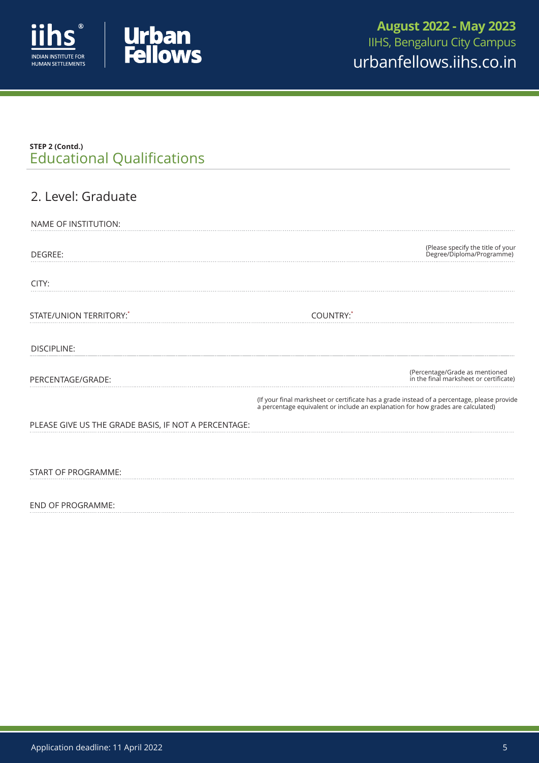**STEP 2 (Contd.)**

## Educational Qualifications

### 2. Level: Graduate

NAME OF INSTITUTION:

DEGREE: (Please specify the title of your Degree/Diploma/Programme)

CITY:

STATE/UNION TERRITORY:* COUNTRY:*

DISCIPLINE:

PERCENTAGE/GRADE: (Percentage/Grade as mentioned in the final marksheet or certificate)

(If your final marksheet or certificate has a grade instead of a percentage, please provide a percentage equivalent or include an explanation for how grades are calculated)

PLEASE GIVE US THE GRADE BASIS, IF NOT A PERCENTAGE:

START OF PROGRAMME:

END OF PROGRAMME: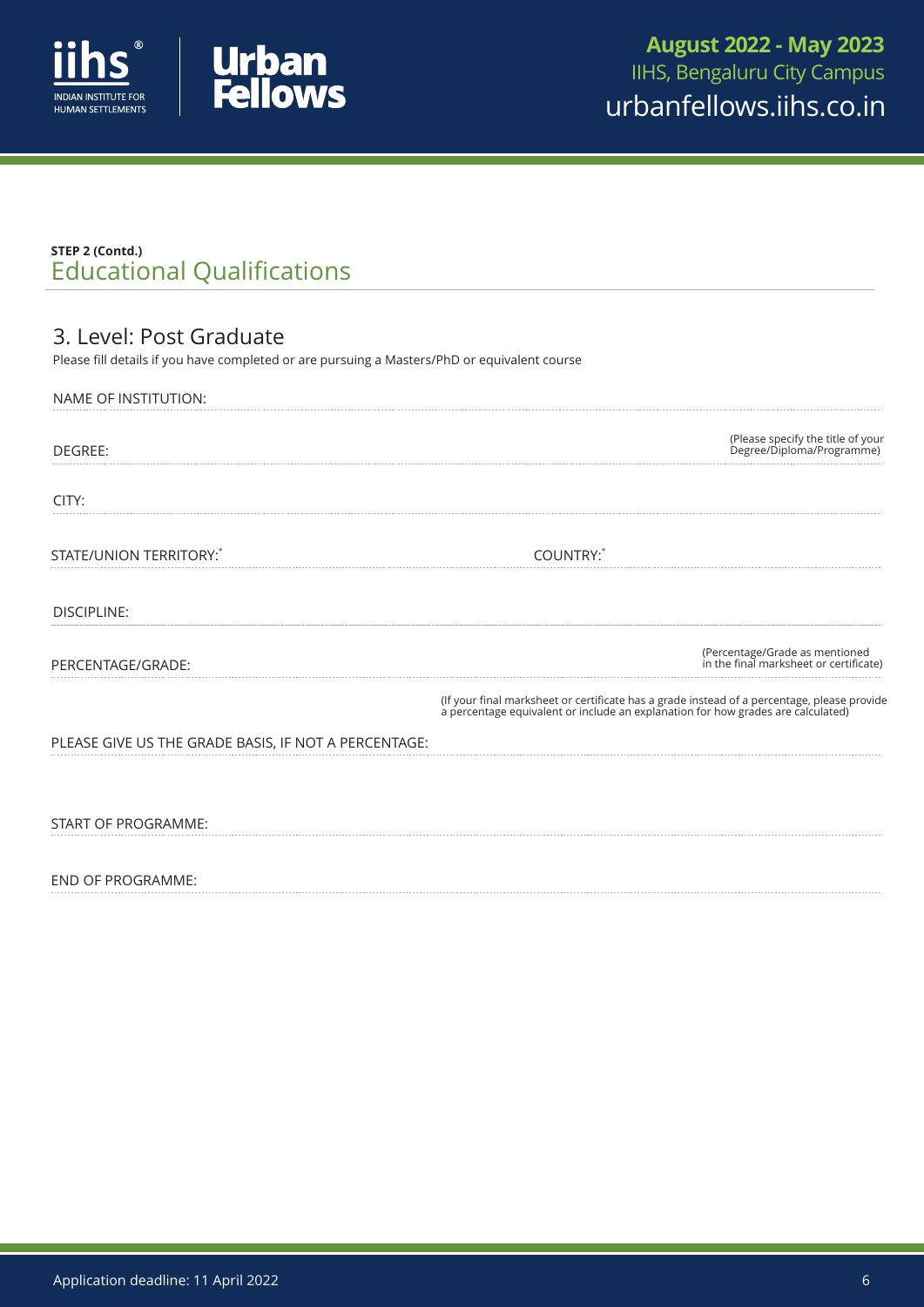**STEP 2 (Contd.)**

## Educational Qualifications

### 3. Level: Post Graduate

Please fill details if you have completed or are pursuing a Masters/PhD or equivalent course

NAME OF INSTITUTION:

DEGREE: (Please specify the title of your Degree/Diploma/Programme)

CITY:

STATE/UNION TERRITORY:* COUNTRY:*

DISCIPLINE:

PERCENTAGE/GRADE: (Percentage/Grade as mentioned in the final marksheet or certificate)

(If your final marksheet or certificate has a grade instead of a percentage, please provide a percentage equivalent or include an explanation for how grades are calculated)

PLEASE GIVE US THE GRADE BASIS, IF NOT A PERCENTAGE:

START OF PROGRAMME:

END OF PROGRAMME: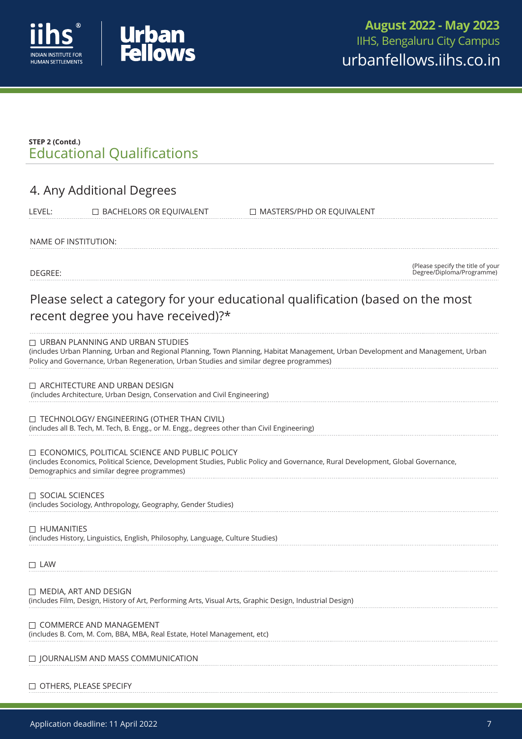**STEP 2 (Contd.)**

## Educational Qualifications

### 4. Any Additional Degrees

LEVEL: ☐ BACHELORS OR EQUIVALENT ☐ MASTERS/PHD OR EQUIVALENT

NAME OF INSTITUTION:

DEGREE: (Please specify the title of your Degree/Diploma/Programme)

### Please select a category for your educational qualification (based on the most recent degree you have received)?*

☐ URBAN PLANNING AND URBAN STUDIES
(includes Urban Planning, Urban and Regional Planning, Town Planning, Habitat Management, Urban Development and Management, Urban Policy and Governance, Urban Regeneration, Urban Studies and similar degree programmes)

☐ ARCHITECTURE AND URBAN DESIGN
(includes Architecture, Urban Design, Conservation and Civil Engineering)

☐ TECHNOLOGY/ ENGINEERING (OTHER THAN CIVIL)
(includes all B. Tech, M. Tech, B. Engg., or M. Engg., degrees other than Civil Engineering)

☐ ECONOMICS, POLITICAL SCIENCE AND PUBLIC POLICY
(includes Economics, Political Science, Development Studies, Public Policy and Governance, Rural Development, Global Governance, Demographics and similar degree programmes)

☐ SOCIAL SCIENCES
(includes Sociology, Anthropology, Geography, Gender Studies)

☐ HUMANITIES
(includes History, Linguistics, English, Philosophy, Language, Culture Studies)

☐ LAW

☐ MEDIA, ART AND DESIGN
(includes Film, Design, History of Art, Performing Arts, Visual Arts, Graphic Design, Industrial Design)

☐ COMMERCE AND MANAGEMENT
(includes B. Com, M. Com, BBA, MBA, Real Estate, Hotel Management, etc)

☐ JOURNALISM AND MASS COMMUNICATION

☐ OTHERS, PLEASE SPECIFY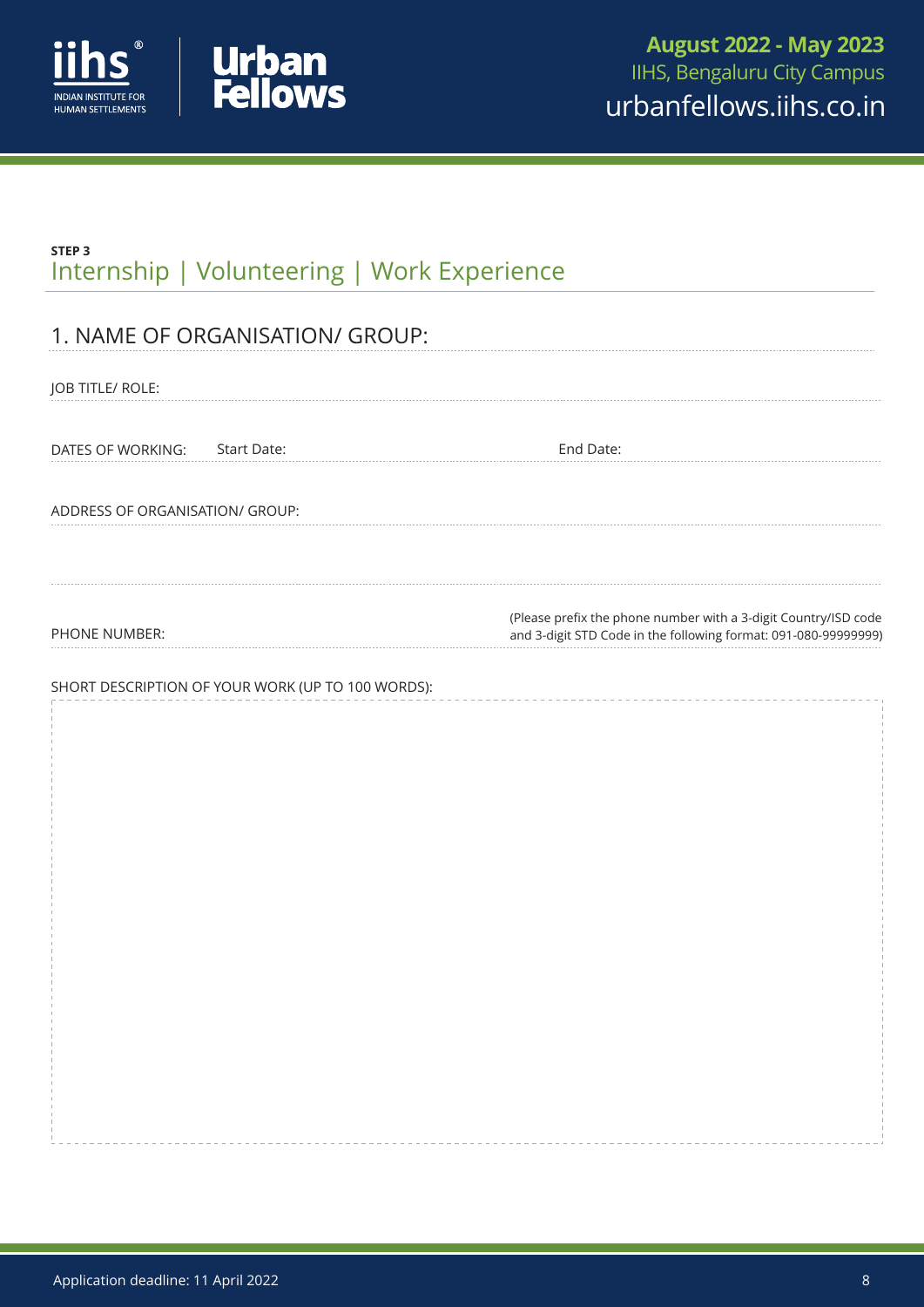**STEP 3**

## Internship | Volunteering | Work Experience

### 1. NAME OF ORGANISATION/ GROUP:

JOB TITLE/ ROLE:

DATES OF WORKING: Start Date: End Date:

ADDRESS OF ORGANISATION/ GROUP:

PHONE NUMBER: (Please prefix the phone number with a 3-digit Country/ISD code and 3-digit STD Code in the following format: 091-080-99999999)

SHORT DESCRIPTION OF YOUR WORK (UP TO 100 WORDS):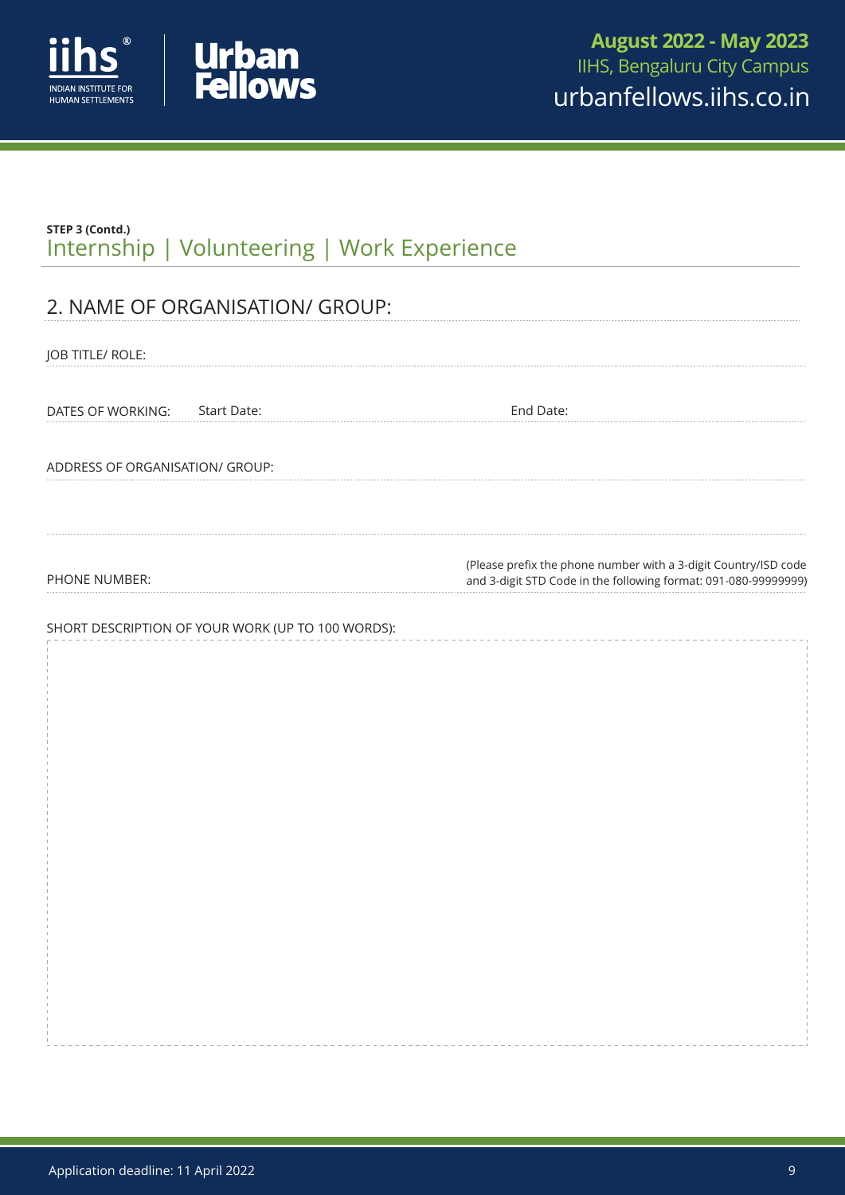**STEP 3 (Contd.)**

## Internship | Volunteering | Work Experience

### 2. NAME OF ORGANISATION/ GROUP:

JOB TITLE/ ROLE:

DATES OF WORKING: Start Date: End Date:

ADDRESS OF ORGANISATION/ GROUP:

PHONE NUMBER: (Please prefix the phone number with a 3-digit Country/ISD code and 3-digit STD Code in the following format: 091-080-99999999)

SHORT DESCRIPTION OF YOUR WORK (UP TO 100 WORDS):

Application deadline: 11 April 2022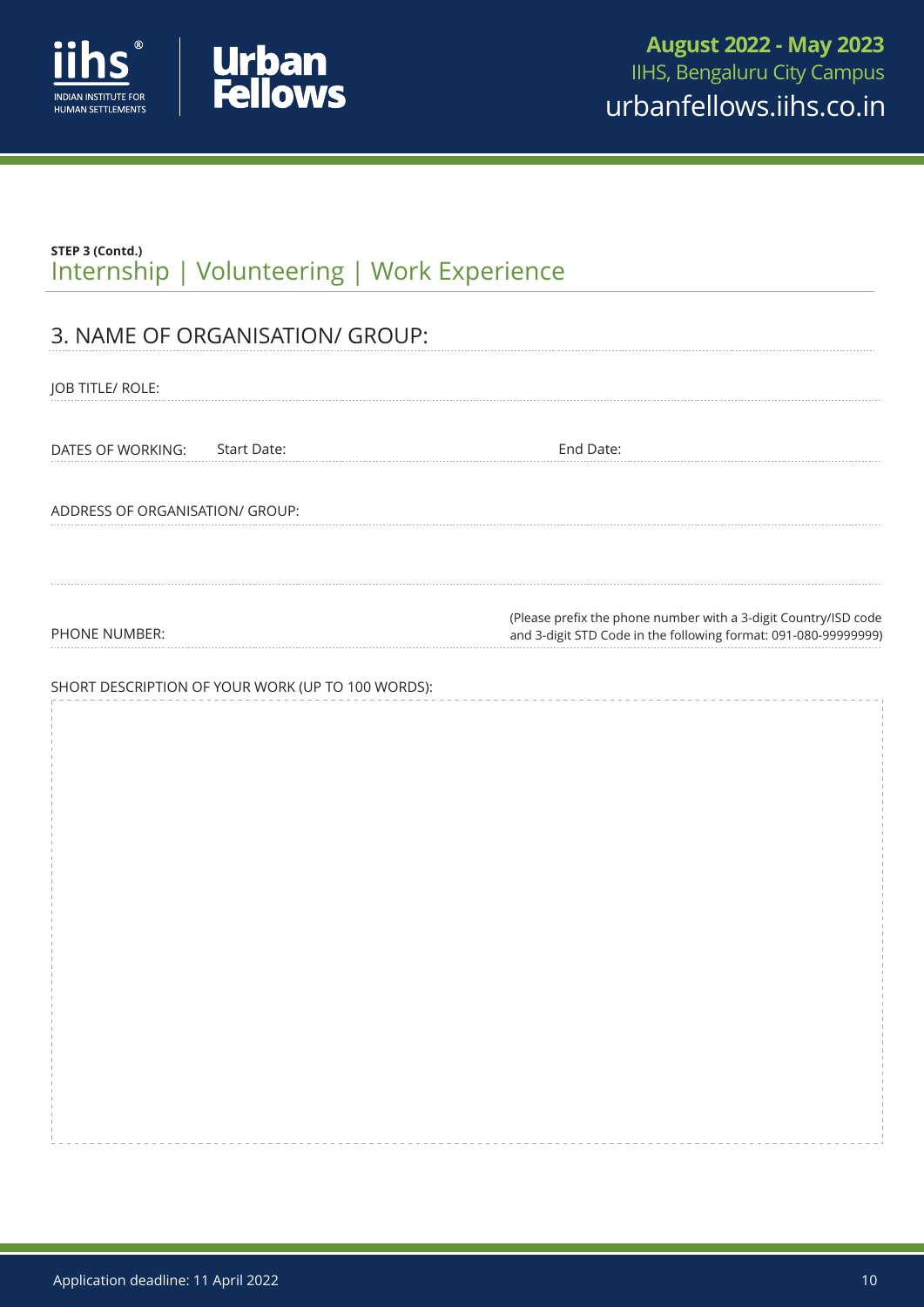**STEP 3 (Contd.)**

## Internship | Volunteering | Work Experience

### 3. NAME OF ORGANISATION/ GROUP:

JOB TITLE/ ROLE:

DATES OF WORKING: Start Date: End Date:

ADDRESS OF ORGANISATION/ GROUP:

PHONE NUMBER:

(Please prefix the phone number with a 3-digit Country/ISD code and 3-digit STD Code in the following format: 091-080-99999999)

SHORT DESCRIPTION OF YOUR WORK (UP TO 100 WORDS):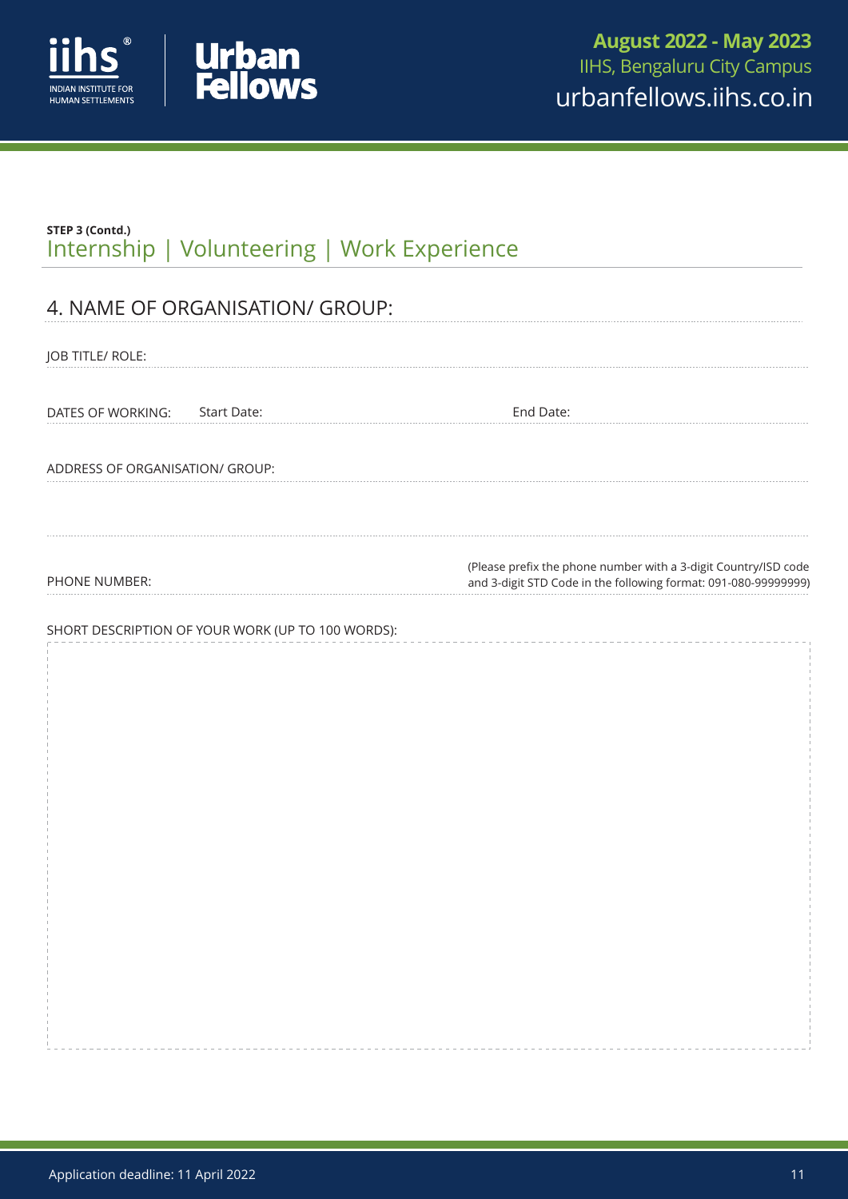**STEP 3 (Contd.)**

## Internship | Volunteering | Work Experience

### 4. NAME OF ORGANISATION/ GROUP:

JOB TITLE/ ROLE:

DATES OF WORKING: Start Date: End Date:

ADDRESS OF ORGANISATION/ GROUP:

PHONE NUMBER:

(Please prefix the phone number with a 3-digit Country/ISD code and 3-digit STD Code in the following format: 091-080-99999999)

SHORT DESCRIPTION OF YOUR WORK (UP TO 100 WORDS):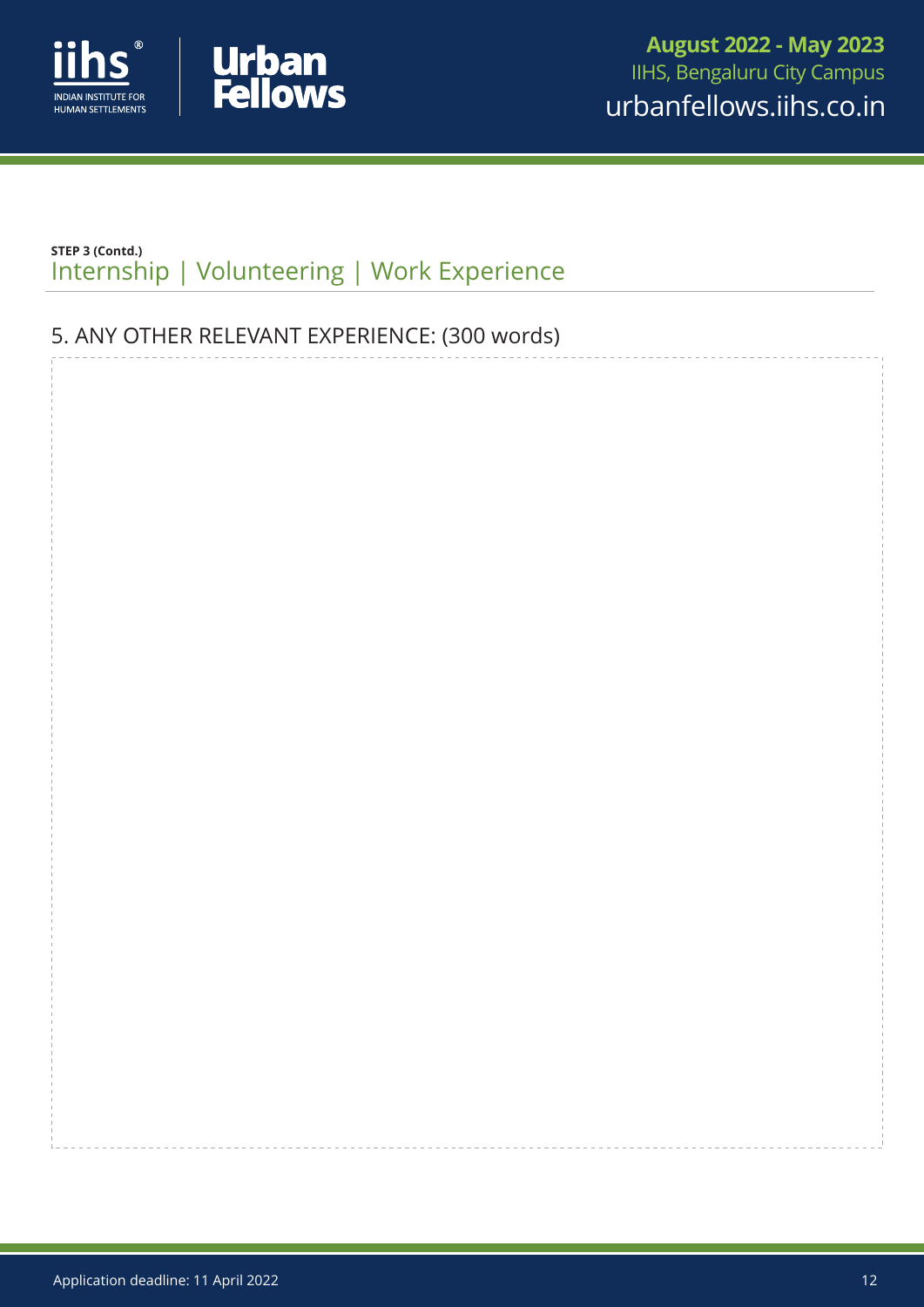**STEP 3 (Contd.)**

## Internship | Volunteering | Work Experience

### 5. ANY OTHER RELEVANT EXPERIENCE: (300 words)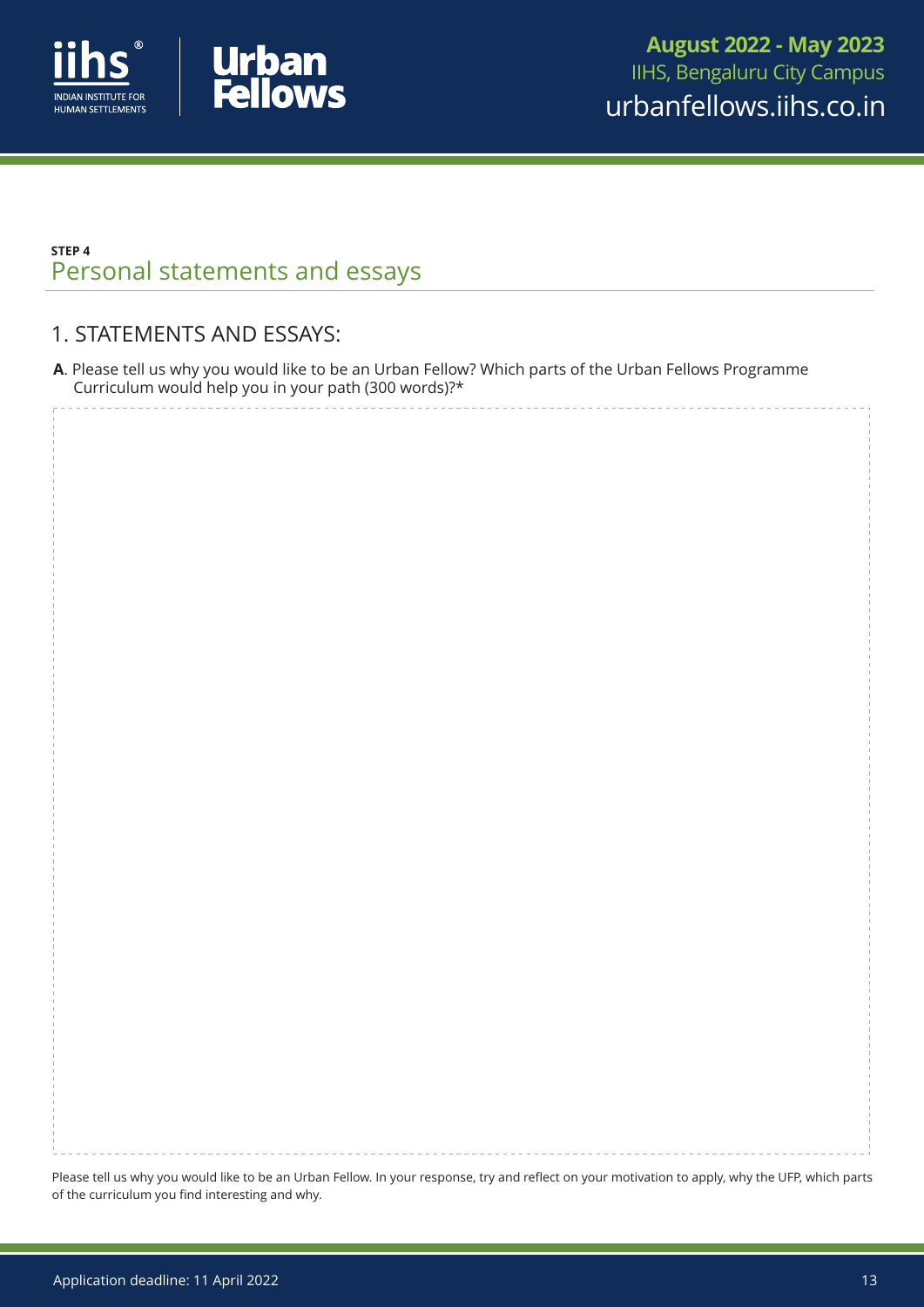STEP 4

## Personal statements and essays

### 1. STATEMENTS AND ESSAYS:

**A**. Please tell us why you would like to be an Urban Fellow? Which parts of the Urban Fellows Programme Curriculum would help you in your path (300 words)?*

Please tell us why you would like to be an Urban Fellow. In your response, try and reflect on your motivation to apply, why the UFP, which parts of the curriculum you find interesting and why.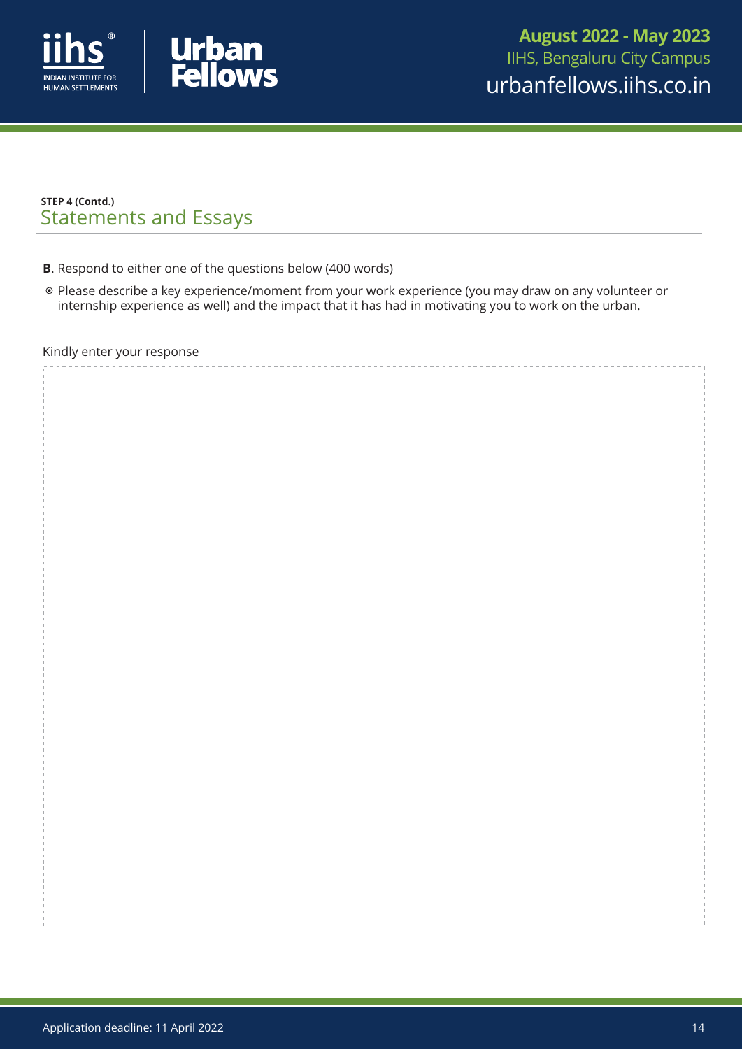**STEP 4 (Contd.)**

## Statements and Essays

**B**. Respond to either one of the questions below (400 words)

- Please describe a key experience/moment from your work experience (you may draw on any volunteer or internship experience as well) and the impact that it has had in motivating you to work on the urban.

Kindly enter your response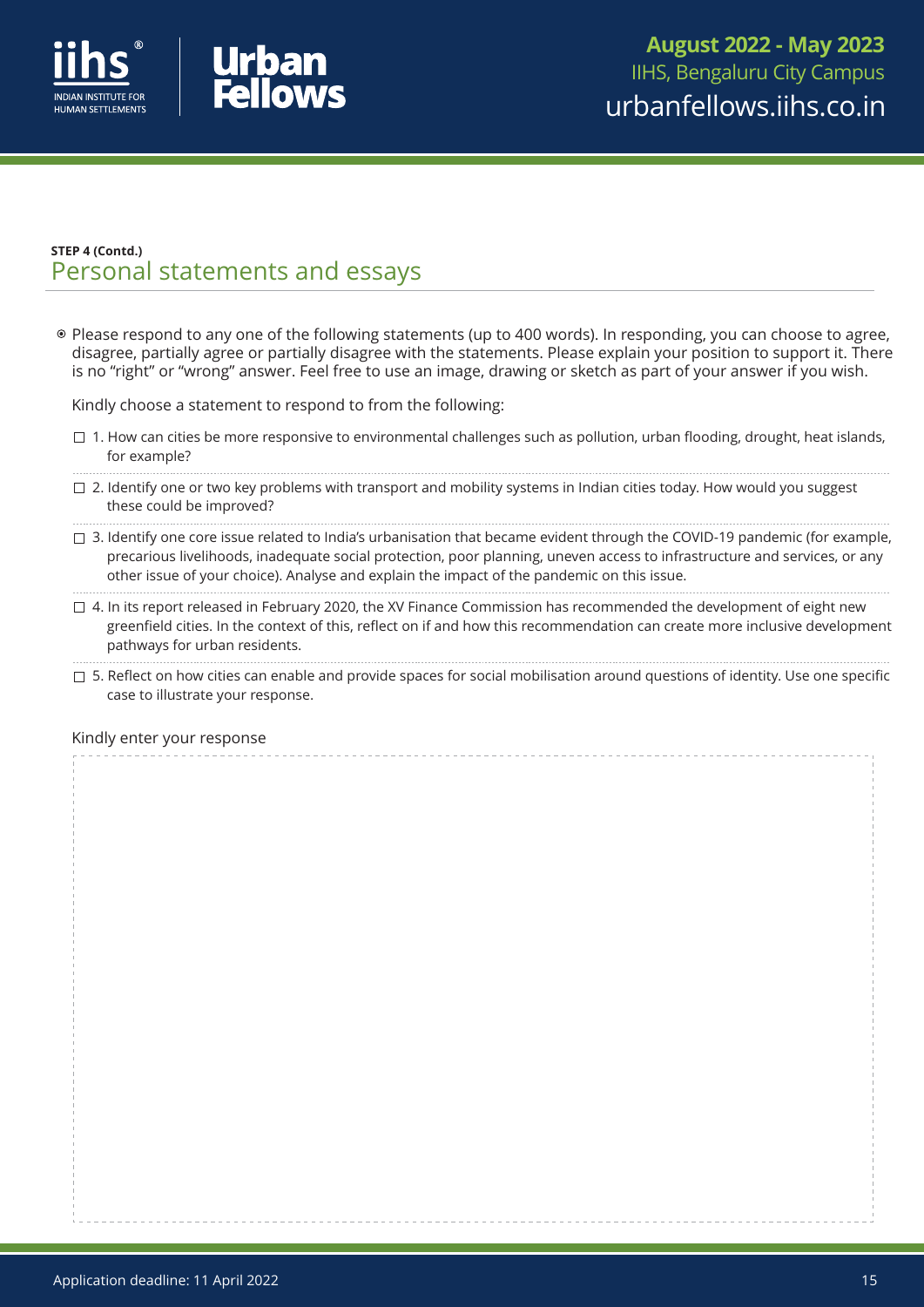**STEP 4 (Contd.)**

## Personal statements and essays

- Please respond to any one of the following statements (up to 400 words). In responding, you can choose to agree, disagree, partially agree or partially disagree with the statements. Please explain your position to support it. There is no "right" or "wrong" answer. Feel free to use an image, drawing or sketch as part of your answer if you wish.

  Kindly choose a statement to respond to from the following:

  - ☐ 1. How can cities be more responsive to environmental challenges such as pollution, urban flooding, drought, heat islands, for example?
  - ☐ 2. Identify one or two key problems with transport and mobility systems in Indian cities today. How would you suggest these could be improved?
  - ☐ 3. Identify one core issue related to India's urbanisation that became evident through the COVID-19 pandemic (for example, precarious livelihoods, inadequate social protection, poor planning, uneven access to infrastructure and services, or any other issue of your choice). Analyse and explain the impact of the pandemic on this issue.
  - ☐ 4. In its report released in February 2020, the XV Finance Commission has recommended the development of eight new greenfield cities. In the context of this, reflect on if and how this recommendation can create more inclusive development pathways for urban residents.
  - ☐ 5. Reflect on how cities can enable and provide spaces for social mobilisation around questions of identity. Use one specific case to illustrate your response.

  Kindly enter your response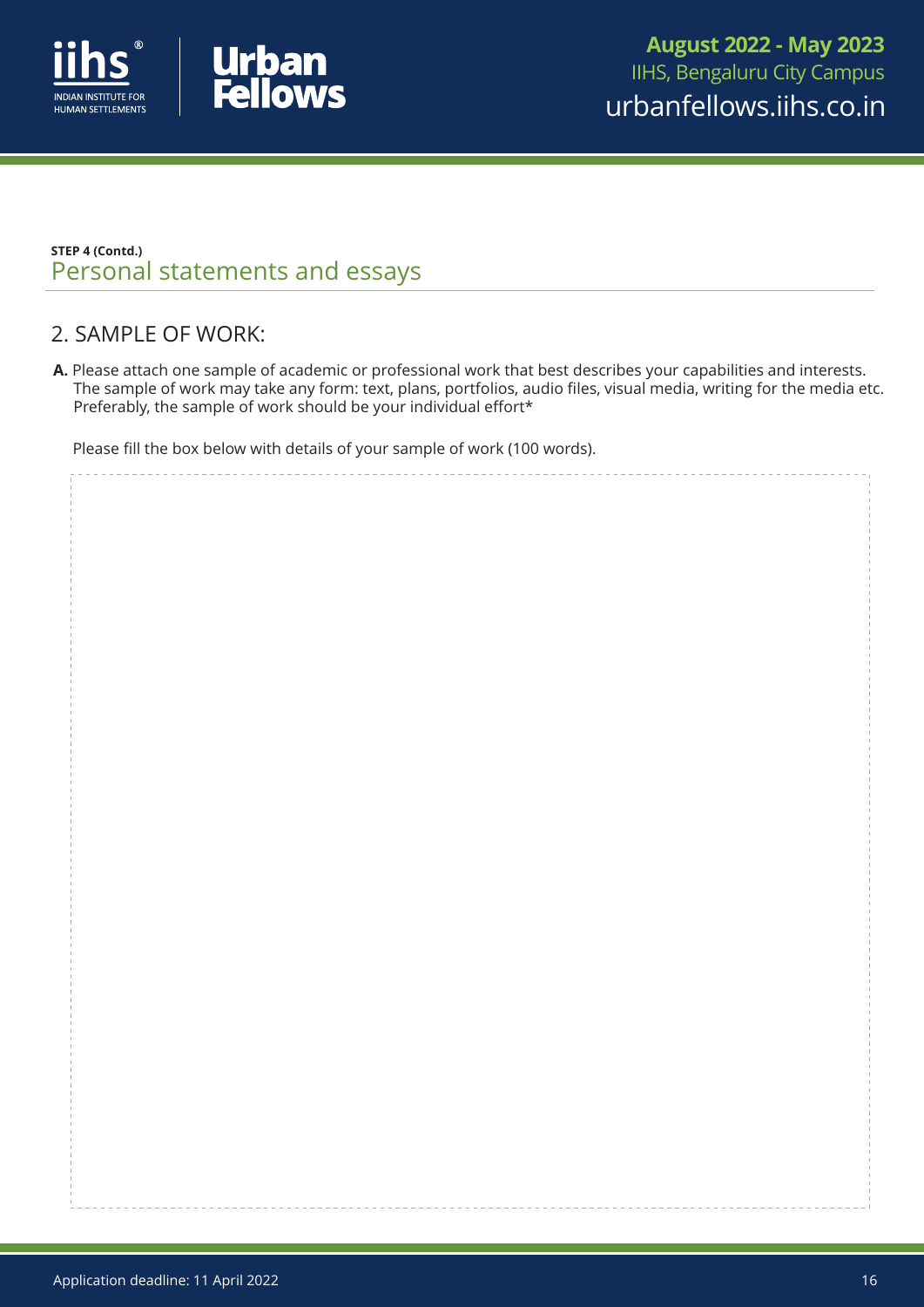**STEP 4 (Contd.)**

## Personal statements and essays

### 2. SAMPLE OF WORK:

**A.** Please attach one sample of academic or professional work that best describes your capabilities and interests. The sample of work may take any form: text, plans, portfolios, audio files, visual media, writing for the media etc. Preferably, the sample of work should be your individual effort*

Please fill the box below with details of your sample of work (100 words).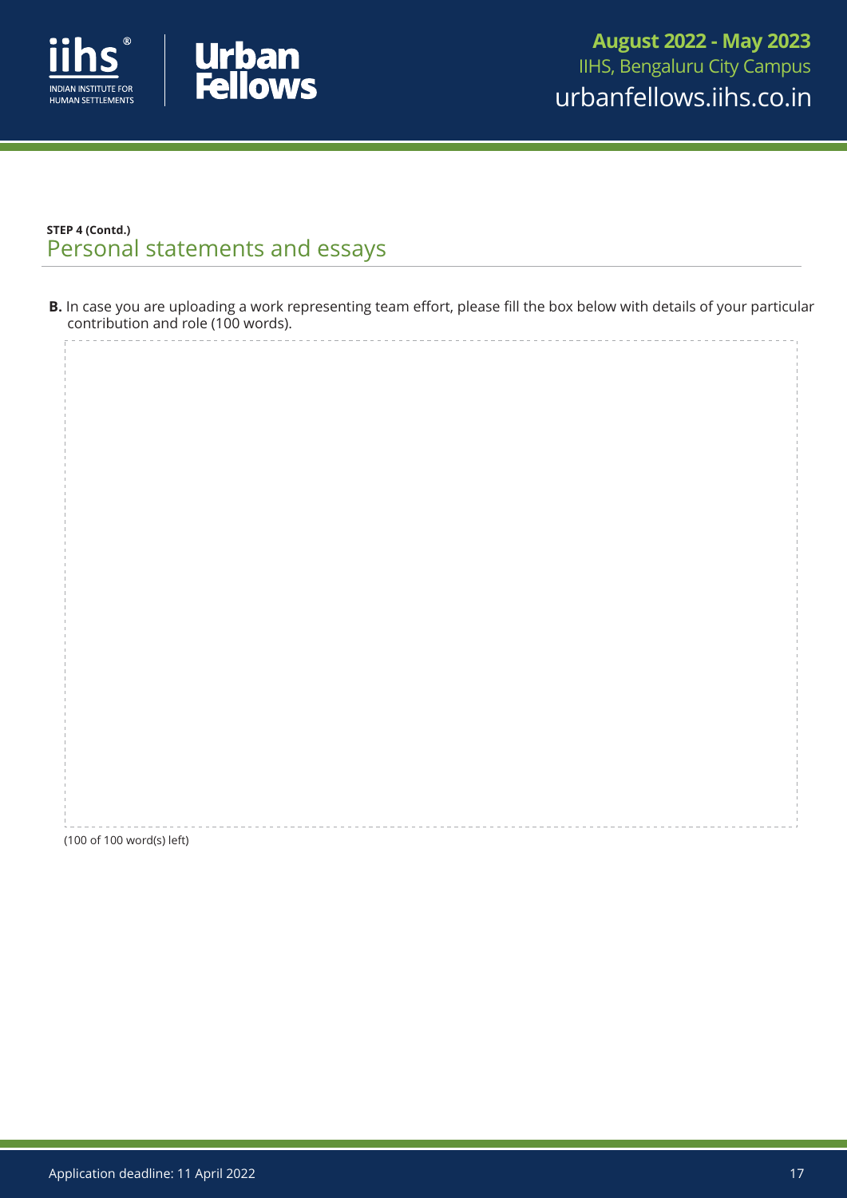**STEP 4 (Contd.)**

## Personal statements and essays

**B.** In case you are uploading a work representing team effort, please fill the box below with details of your particular contribution and role (100 words).

(100 of 100 word(s) left)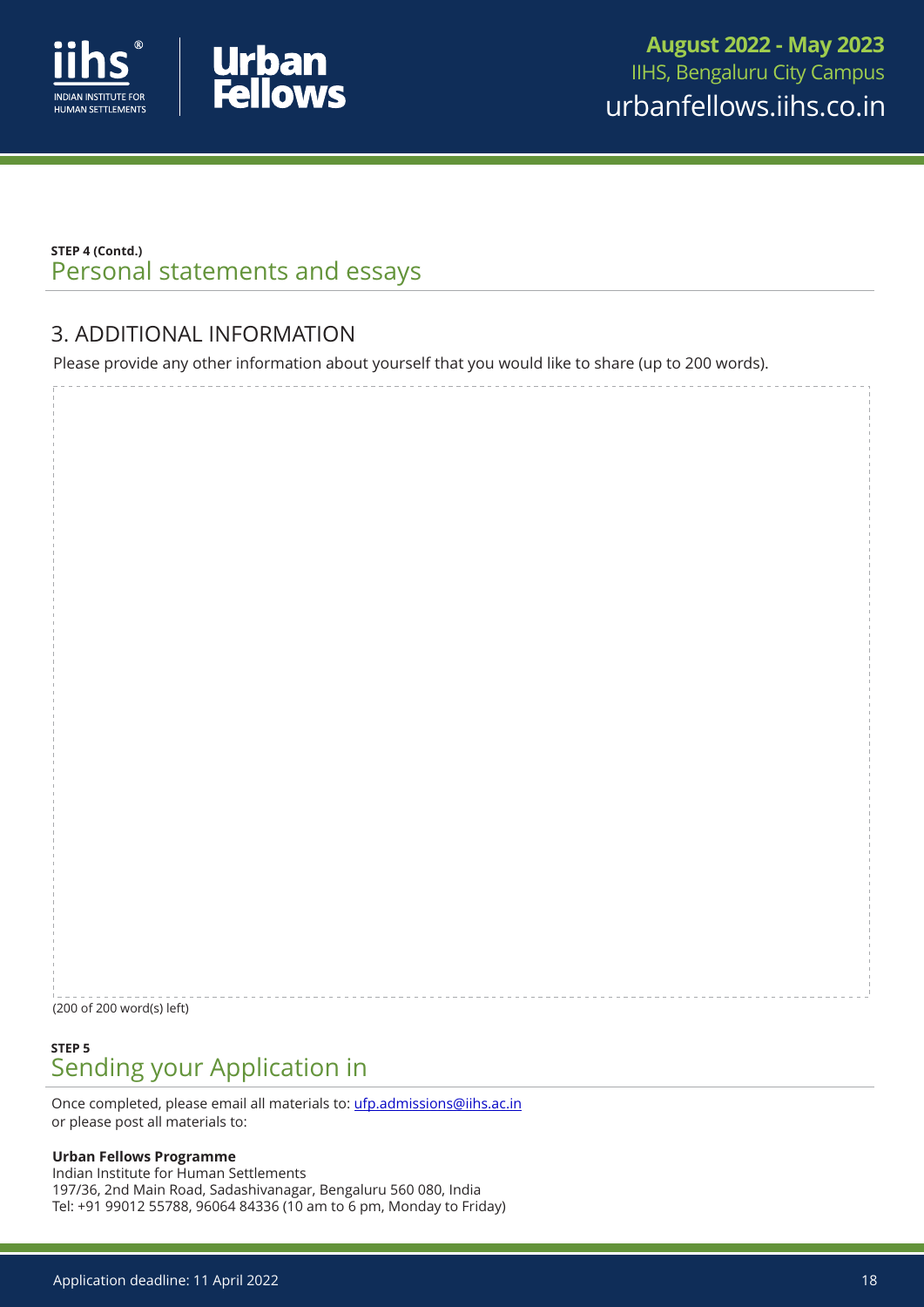**STEP 4 (Contd.)**
## Personal statements and essays

### 3. ADDITIONAL INFORMATION

Please provide any other information about yourself that you would like to share (up to 200 words).

(200 of 200 word(s) left)

**STEP 5**
## Sending your Application in

Once completed, please email all materials to: ufp.admissions@iihs.ac.in
or please post all materials to:

**Urban Fellows Programme**
Indian Institute for Human Settlements
197/36, 2nd Main Road, Sadashivanagar, Bengaluru 560 080, India
Tel: +91 99012 55788, 96064 84336 (10 am to 6 pm, Monday to Friday)